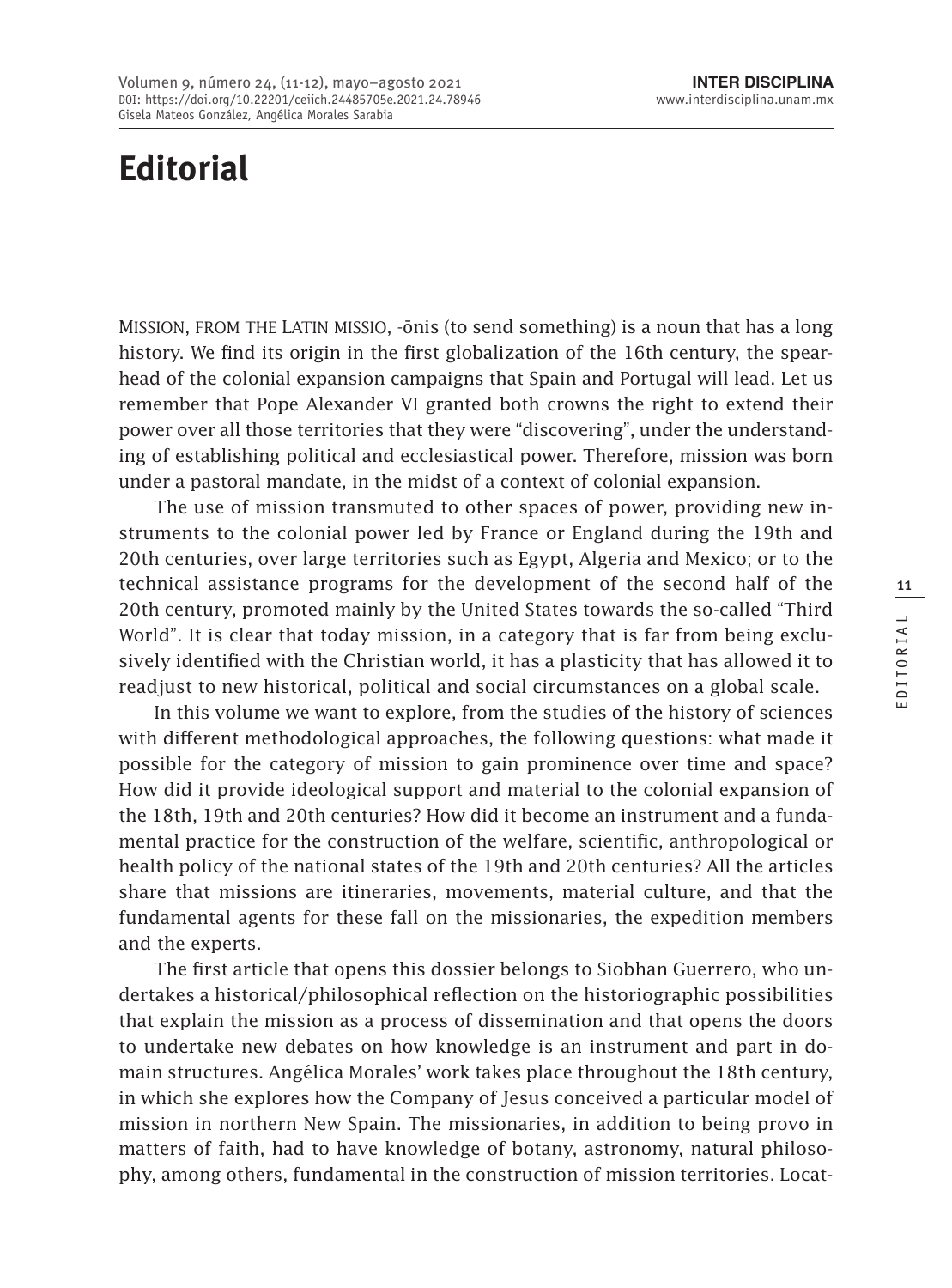# Editorial

MISSION, FROM THE LATIN MISSIO, -ōnis (to send something) is a noun that has a long history. We find its origin in the first globalization of the 16th century, the spearhead of the colonial expansion campaigns that Spain and Portugal will lead. Let us remember that Pope Alexander VI granted both crowns the right to extend their power over all those territories that they were "discovering", under the understanding of establishing political and ecclesiastical power. Therefore, mission was born under a pastoral mandate, in the midst of a context of colonial expansion.

The use of mission transmuted to other spaces of power, providing new instruments to the colonial power led by France or England during the 19th and 20th centuries, over large territories such as Egypt, Algeria and Mexico; or to the technical assistance programs for the development of the second half of the 20th century, promoted mainly by the United States towards the so-called "Third World". It is clear that today mission, in a category that is far from being exclusively identified with the Christian world, it has a plasticity that has allowed it to readjust to new historical, political and social circumstances on a global scale.

In this volume we want to explore, from the studies of the history of sciences with different methodological approaches, the following questions: what made it possible for the category of mission to gain prominence over time and space? How did it provide ideological support and material to the colonial expansion of the 18th, 19th and 20th centuries? How did it become an instrument and a fundamental practice for the construction of the welfare, scientific, anthropological or health policy of the national states of the 19th and 20th centuries? All the articles share that missions are itineraries, movements, material culture, and that the fundamental agents for these fall on the missionaries, the expedition members and the experts.

The first article that opens this dossier belongs to Siobhan Guerrero, who undertakes a historical/philosophical reflection on the historiographic possibilities that explain the mission as a process of dissemination and that opens the doors to undertake new debates on how knowledge is an instrument and part in domain structures. Angélica Morales' work takes place throughout the 18th century, in which she explores how the Company of Jesus conceived a particular model of mission in northern New Spain. The missionaries, in addition to being provo in matters of faith, had to have knowledge of botany, astronomy, natural philosophy, among others, fundamental in the construction of mission territories. Locat-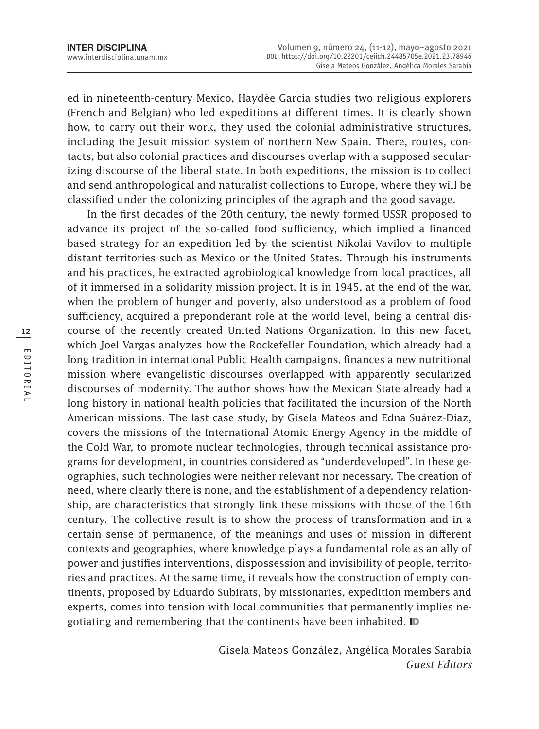ed in nineteenth-century Mexico, Haydée García studies two religious explorers (French and Belgian) who led expeditions at different times. It is clearly shown how, to carry out their work, they used the colonial administrative structures, including the Jesuit mission system of northern New Spain. There, routes, contacts, but also colonial practices and discourses overlap with a supposed secularizing discourse of the liberal state. In both expeditions, the mission is to collect and send anthropological and naturalist collections to Europe, where they will be classified under the colonizing principles of the agraph and the good savage.

In the first decades of the 20th century, the newly formed USSR proposed to advance its project of the so-called food sufficiency, which implied a financed based strategy for an expedition led by the scientist Nikolai Vavilov to multiple distant territories such as Mexico or the United States. Through his instruments and his practices, he extracted agrobiological knowledge from local practices, all of it immersed in a solidarity mission project. It is in 1945, at the end of the war, when the problem of hunger and poverty, also understood as a problem of food sufficiency, acquired a preponderant role at the world level, being a central discourse of the recently created United Nations Organization. In this new facet, which Joel Vargas analyzes how the Rockefeller Foundation, which already had a long tradition in international Public Health campaigns, finances a new nutritional mission where evangelistic discourses overlapped with apparently secularized discourses of modernity. The author shows how the Mexican State already had a long history in national health policies that facilitated the incursion of the North American missions. The last case study, by Gisela Mateos and Edna Suárez-Díaz, covers the missions of the International Atomic Energy Agency in the middle of the Cold War, to promote nuclear technologies, through technical assistance programs for development, in countries considered as "underdeveloped". In these geographies, such technologies were neither relevant nor necessary. The creation of need, where clearly there is none, and the establishment of a dependency relationship, are characteristics that strongly link these missions with those of the 16th century. The collective result is to show the process of transformation and in a certain sense of permanence, of the meanings and uses of mission in different contexts and geographies, where knowledge plays a fundamental role as an ally of power and justifies interventions, dispossession and invisibility of people, territories and practices. At the same time, it reveals how the construction of empty continents, proposed by Eduardo Subirats, by missionaries, expedition members and experts, comes into tension with local communities that permanently implies negotiating and remembering that the continents have been inhabited.

Gisela Mateos González, Angélica Morales Sarabia
*Guest Editors*